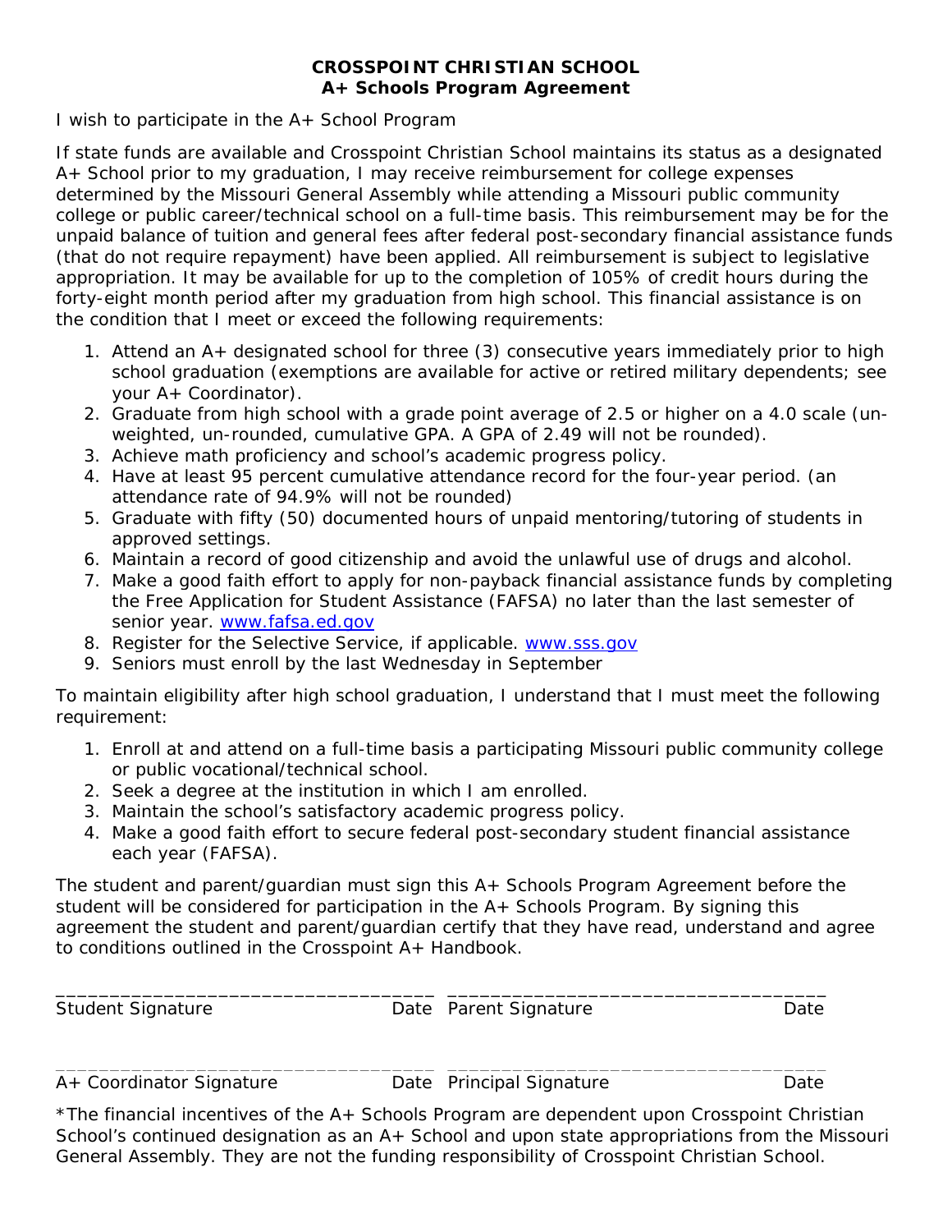**CROSSPOINT CHRISTIAN SCHOOL**
**A+ Schools Program Agreement**

I wish to participate in the A+ School Program

If state funds are available and Crosspoint Christian School maintains its status as a designated A+ School prior to my graduation, I may receive reimbursement for college expenses determined by the Missouri General Assembly while attending a Missouri public community college or public career/technical school on a full-time basis. This reimbursement may be for the unpaid balance of tuition and general fees after federal post-secondary financial assistance funds (that do not require repayment) have been applied. All reimbursement is subject to legislative appropriation. It may be available for up to the completion of 105% of credit hours during the forty-eight month period after my graduation from high school. This financial assistance is on the condition that I meet or exceed the following requirements:

1. Attend an A+ designated school for three (3) consecutive years immediately prior to high school graduation (exemptions are available for active or retired military dependents; see your A+ Coordinator).
2. Graduate from high school with a grade point average of 2.5 or higher on a 4.0 scale (un-weighted, un-rounded, cumulative GPA. A GPA of 2.49 will not be rounded).
3. Achieve math proficiency and school's academic progress policy.
4. Have at least 95 percent cumulative attendance record for the four-year period. (an attendance rate of 94.9% will not be rounded)
5. Graduate with fifty (50) documented hours of unpaid mentoring/tutoring of students in approved settings.
6. Maintain a record of good citizenship and avoid the unlawful use of drugs and alcohol.
7. Make a good faith effort to apply for non-payback financial assistance funds by completing the Free Application for Student Assistance (FAFSA) no later than the last semester of senior year. www.fafsa.ed.gov
8. Register for the Selective Service, if applicable. www.sss.gov
9. Seniors must enroll by the last Wednesday in September

To maintain eligibility after high school graduation, I understand that I must meet the following requirement:

1. Enroll at and attend on a full-time basis a participating Missouri public community college or public vocational/technical school.
2. Seek a degree at the institution in which I am enrolled.
3. Maintain the school's satisfactory academic progress policy.
4. Make a good faith effort to secure federal post-secondary student financial assistance each year (FAFSA).

The student and parent/guardian must sign this A+ Schools Program Agreement before the student will be considered for participation in the A+ Schools Program. By signing this agreement the student and parent/guardian certify that they have read, understand and agree to conditions outlined in the Crosspoint A+ Handbook.

___________________________________ ___________________________________
Student Signature Date Parent Signature Date

___________________________________ ___________________________________
A+ Coordinator Signature Date Principal Signature Date

*The financial incentives of the A+ Schools Program are dependent upon Crosspoint Christian School's continued designation as an A+ School and upon state appropriations from the Missouri General Assembly. They are not the funding responsibility of Crosspoint Christian School.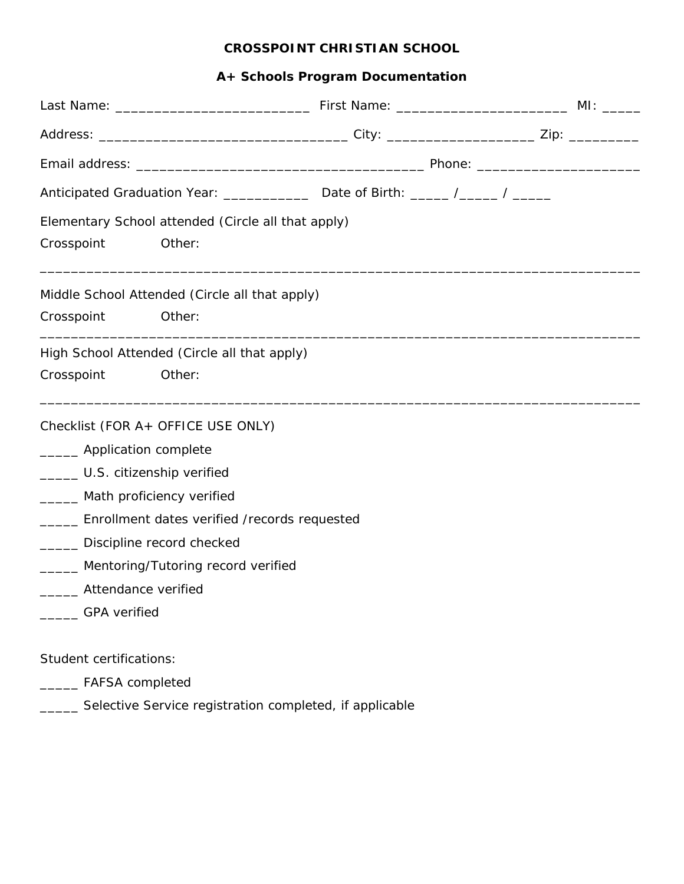# CROSSPOINT CHRISTIAN SCHOOL

## A+ Schools Program Documentation

Last Name: __________________________ First Name: ______________________ MI: _____

Address: _________________________________ City: ___________________ Zip: _________

Email address: ______________________________________ Phone: _____________________

Anticipated Graduation Year: ___________ Date of Birth: _____ /_____ / _____

Elementary School attended (Circle all that apply)

Crosspoint Other:

_______________________________________________________________________________

Middle School Attended (Circle all that apply)

Crosspoint Other:

_______________________________________________________________________________

High School Attended (Circle all that apply)

Crosspoint Other:

_______________________________________________________________________________

Checklist (FOR A+ OFFICE USE ONLY)

_____ Application complete

_____ U.S. citizenship verified

_____ Math proficiency verified

_____ Enrollment dates verified /records requested

_____ Discipline record checked

_____ Mentoring/Tutoring record verified

_____ Attendance verified

_____ GPA verified

Student certifications:

_____ FAFSA completed

_____ Selective Service registration completed, if applicable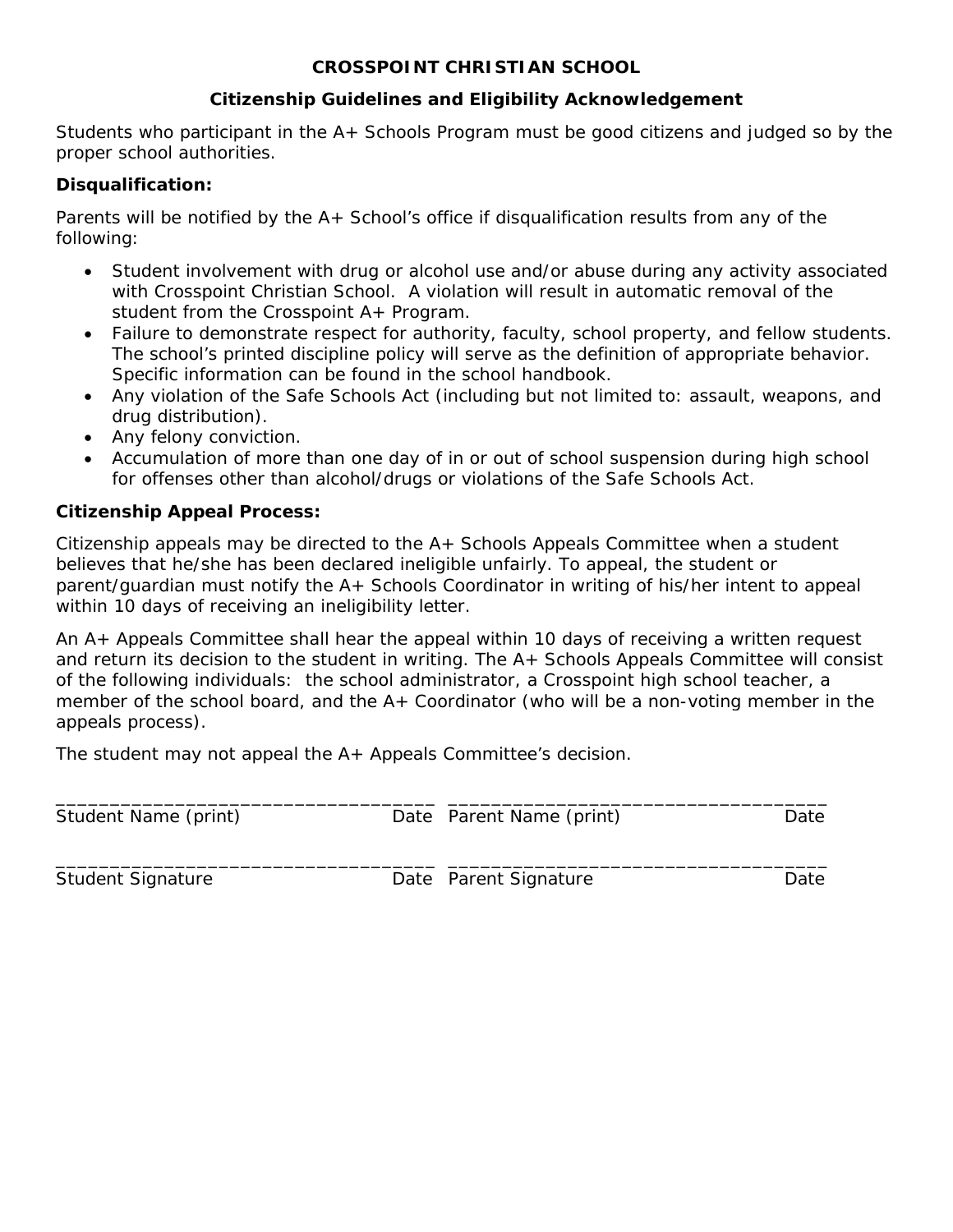# CROSSPOINT CHRISTIAN SCHOOL

## Citizenship Guidelines and Eligibility Acknowledgement

Students who participant in the A+ Schools Program must be good citizens and judged so by the proper school authorities.

### Disqualification:

Parents will be notified by the A+ School's office if disqualification results from any of the following:

- Student involvement with drug or alcohol use and/or abuse during any activity associated with Crosspoint Christian School. A violation will result in automatic removal of the student from the Crosspoint A+ Program.
- Failure to demonstrate respect for authority, faculty, school property, and fellow students. The school's printed discipline policy will serve as the definition of appropriate behavior. Specific information can be found in the school handbook.
- Any violation of the Safe Schools Act (including but not limited to: assault, weapons, and drug distribution).
- Any felony conviction.
- Accumulation of more than one day of in or out of school suspension during high school for offenses other than alcohol/drugs or violations of the Safe Schools Act.

### Citizenship Appeal Process:

Citizenship appeals may be directed to the A+ Schools Appeals Committee when a student believes that he/she has been declared ineligible unfairly. To appeal, the student or parent/guardian must notify the A+ Schools Coordinator in writing of his/her intent to appeal within 10 days of receiving an ineligibility letter.

An A+ Appeals Committee shall hear the appeal within 10 days of receiving a written request and return its decision to the student in writing. The A+ Schools Appeals Committee will consist of the following individuals: the school administrator, a Crosspoint high school teacher, a member of the school board, and the A+ Coordinator (who will be a non-voting member in the appeals process).

The student may not appeal the A+ Appeals Committee's decision.

\_\_\_\_\_\_\_\_\_\_\_\_\_\_\_\_\_\_\_\_\_\_\_\_\_\_\_\_\_\_\_\_\_\_\_\_ \_\_\_\_\_\_\_\_\_\_\_\_\_\_\_\_\_\_\_\_\_\_\_\_\_\_\_\_\_\_\_\_\_\_\_\_
Student Name (print) Date Parent Name (print) Date

\_\_\_\_\_\_\_\_\_\_\_\_\_\_\_\_\_\_\_\_\_\_\_\_\_\_\_\_\_\_\_\_\_\_\_\_ \_\_\_\_\_\_\_\_\_\_\_\_\_\_\_\_\_\_\_\_\_\_\_\_\_\_\_\_\_\_\_\_\_\_\_\_
Student Signature Date Parent Signature Date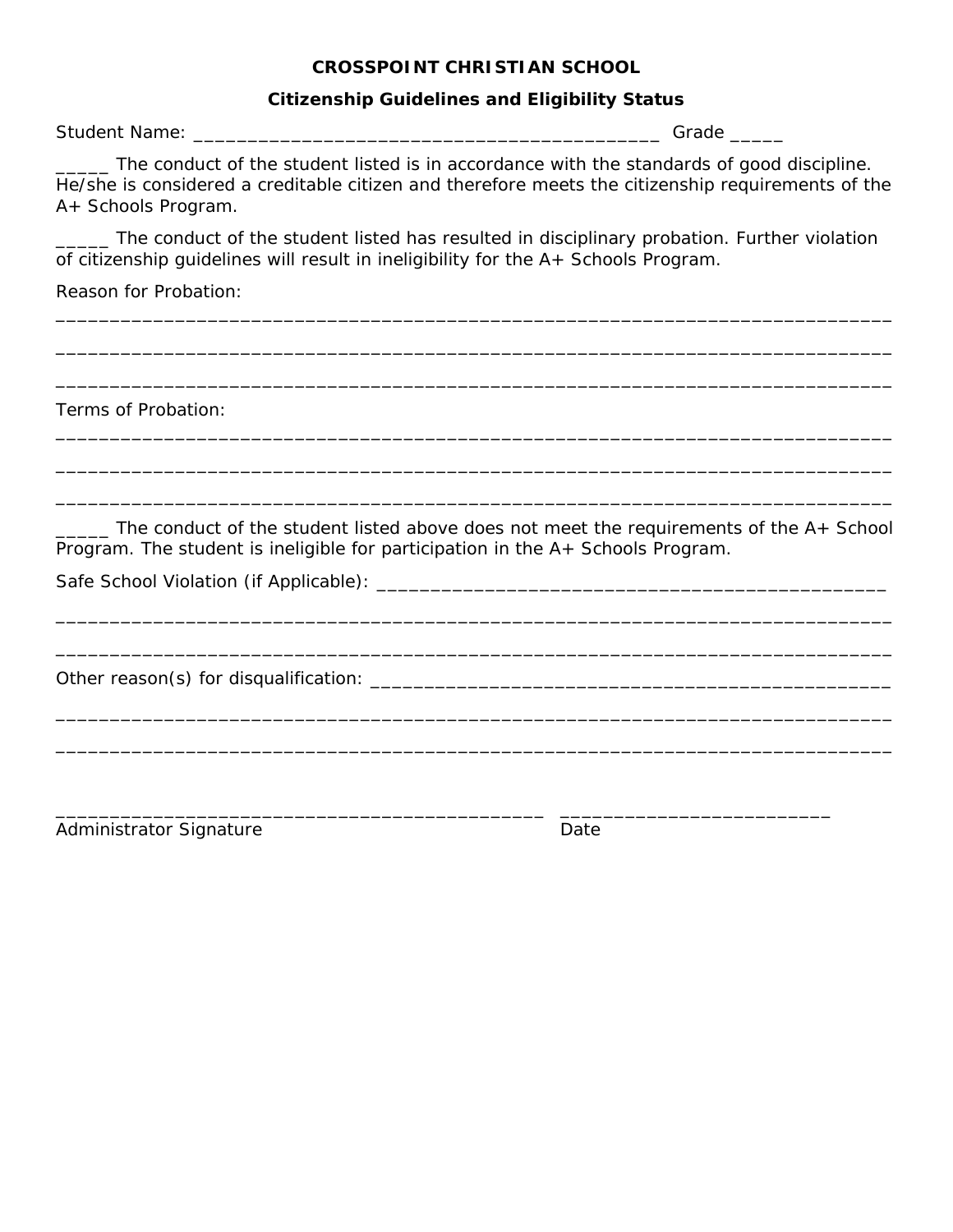**CROSSPOINT CHRISTIAN SCHOOL**

**Citizenship Guidelines and Eligibility Status**

Student Name: _____________________________________________ Grade _____

_____ The conduct of the student listed is in accordance with the standards of good discipline. He/she is considered a creditable citizen and therefore meets the citizenship requirements of the A+ Schools Program.

_____ The conduct of the student listed has resulted in disciplinary probation. Further violation of citizenship guidelines will result in ineligibility for the A+ Schools Program.

Reason for Probation:

________________________________________________________________________________

________________________________________________________________________________

________________________________________________________________________________

Terms of Probation:

________________________________________________________________________________

________________________________________________________________________________

________________________________________________________________________________

_____ The conduct of the student listed above does not meet the requirements of the A+ School Program. The student is ineligible for participation in the A+ Schools Program.

Safe School Violation (if Applicable): _______________________________________________

________________________________________________________________________________

________________________________________________________________________________

Other reason(s) for disqualification: _______________________________________________

________________________________________________________________________________

________________________________________________________________________________

______________________________________________ _________________________

Administrator Signature Date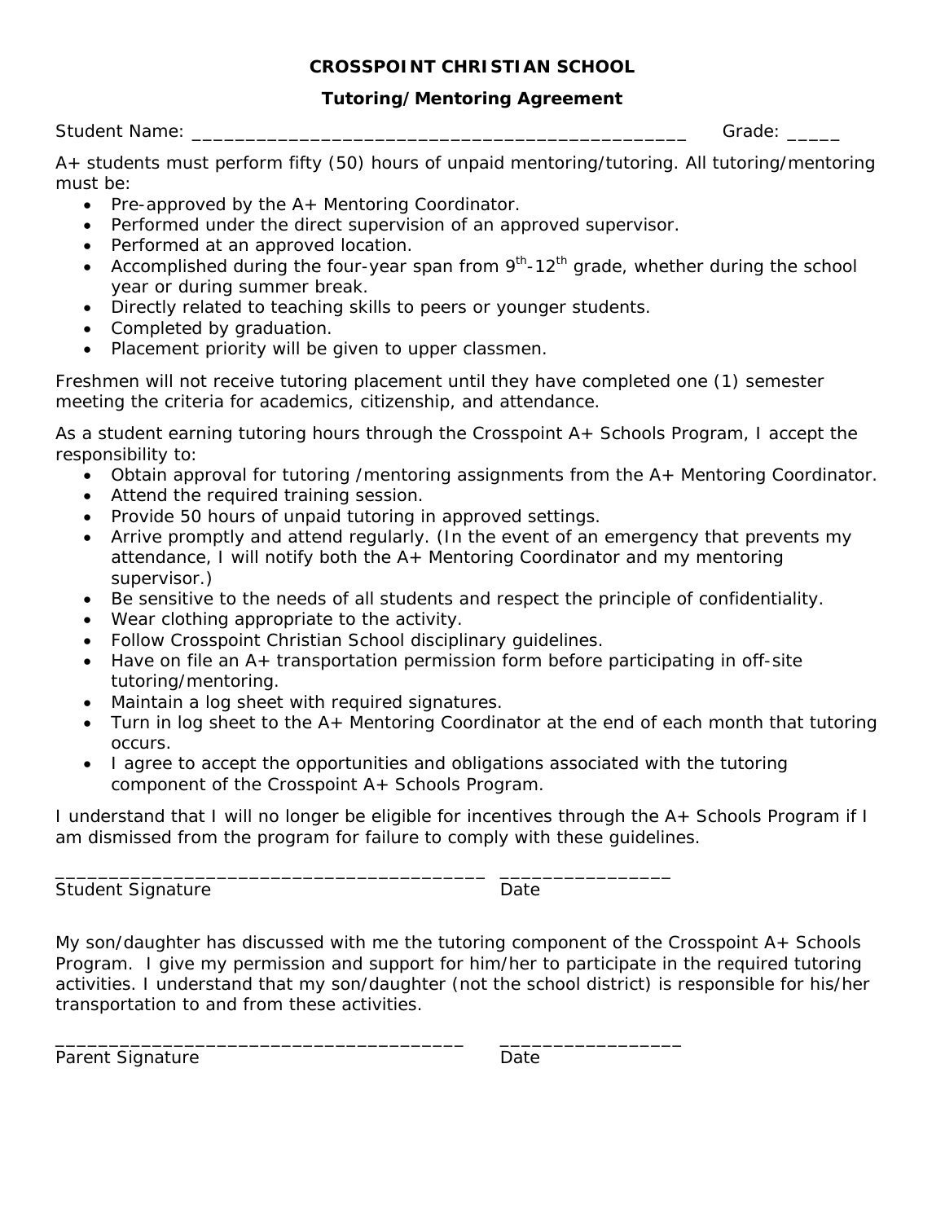# CROSSPOINT CHRISTIAN SCHOOL

## Tutoring/Mentoring Agreement

Student Name: _______________________________________________ Grade: _____

A+ students must perform fifty (50) hours of unpaid mentoring/tutoring. All tutoring/mentoring must be:

- Pre-approved by the A+ Mentoring Coordinator.
- Performed under the direct supervision of an approved supervisor.
- Performed at an approved location.
- Accomplished during the four-year span from 9th-12th grade, whether during the school year or during summer break.
- Directly related to teaching skills to peers or younger students.
- Completed by graduation.
- Placement priority will be given to upper classmen.

Freshmen will not receive tutoring placement until they have completed one (1) semester meeting the criteria for academics, citizenship, and attendance.

As a student earning tutoring hours through the Crosspoint A+ Schools Program, I accept the responsibility to:

- Obtain approval for tutoring /mentoring assignments from the A+ Mentoring Coordinator.
- Attend the required training session.
- Provide 50 hours of unpaid tutoring in approved settings.
- Arrive promptly and attend regularly. (In the event of an emergency that prevents my attendance, I will notify both the A+ Mentoring Coordinator and my mentoring supervisor.)
- Be sensitive to the needs of all students and respect the principle of confidentiality.
- Wear clothing appropriate to the activity.
- Follow Crosspoint Christian School disciplinary guidelines.
- Have on file an A+ transportation permission form before participating in off-site tutoring/mentoring.
- Maintain a log sheet with required signatures.
- Turn in log sheet to the A+ Mentoring Coordinator at the end of each month that tutoring occurs.
- I agree to accept the opportunities and obligations associated with the tutoring component of the Crosspoint A+ Schools Program.

I understand that I will no longer be eligible for incentives through the A+ Schools Program if I am dismissed from the program for failure to comply with these guidelines.

_______________________________________ _______________
Student Signature Date

My son/daughter has discussed with me the tutoring component of the Crosspoint A+ Schools Program. I give my permission and support for him/her to participate in the required tutoring activities. I understand that my son/daughter (not the school district) is responsible for his/her transportation to and from these activities.

_______________________________________ ________________
Parent Signature Date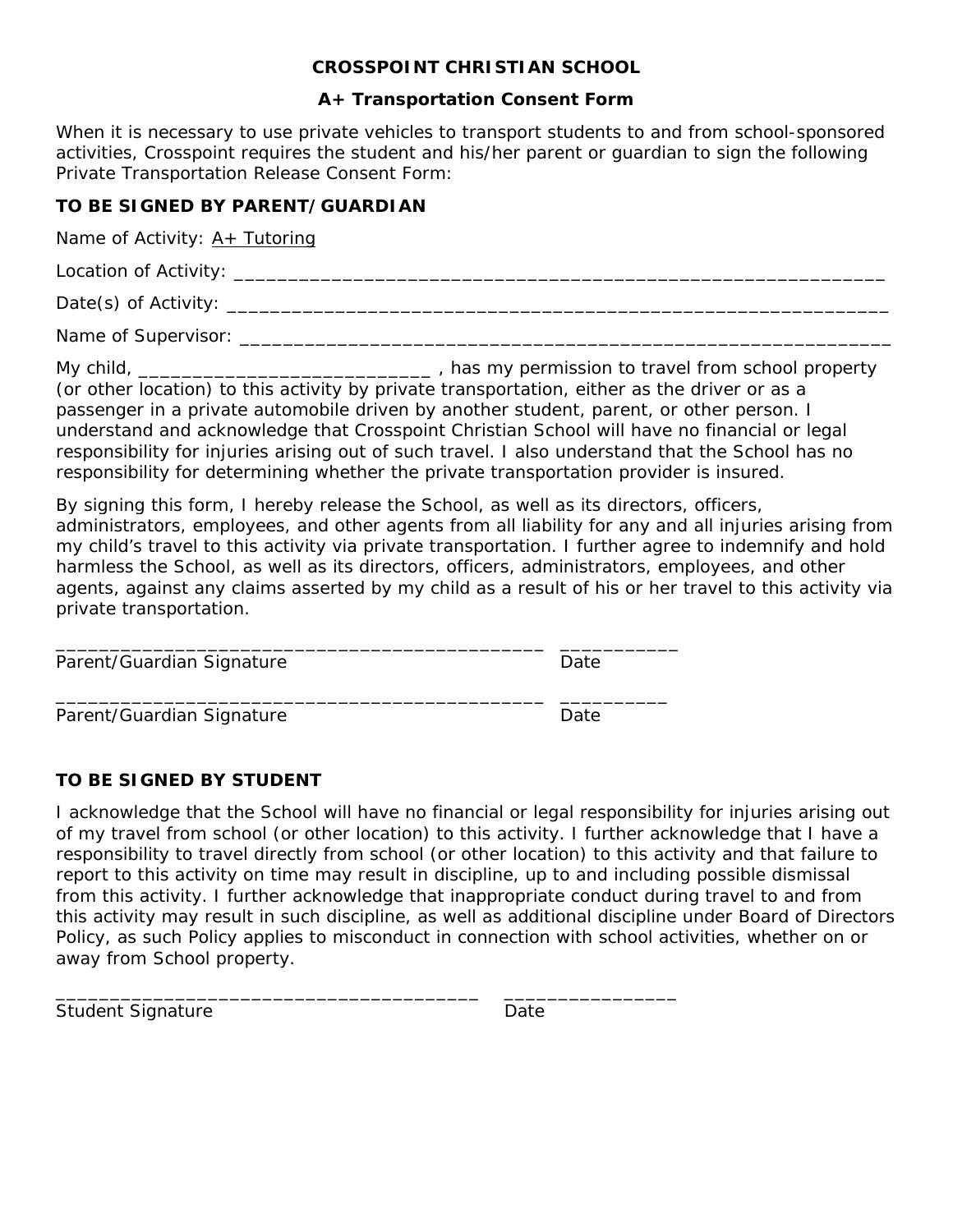**CROSSPOINT CHRISTIAN SCHOOL**

**A+ Transportation Consent Form**

When it is necessary to use private vehicles to transport students to and from school-sponsored activities, Crosspoint requires the student and his/her parent or guardian to sign the following Private Transportation Release Consent Form:

**TO BE SIGNED BY PARENT/GUARDIAN**

Name of Activity: <u>A+ Tutoring</u>

Location of Activity: _______________________________________________________________

Date(s) of Activity: ________________________________________________________________

Name of Supervisor: _______________________________________________________________

My child, ____________________________ , has my permission to travel from school property (or other location) to this activity by private transportation, either as the driver or as a passenger in a private automobile driven by another student, parent, or other person. I understand and acknowledge that Crosspoint Christian School will have no financial or legal responsibility for injuries arising out of such travel. I also understand that the School has no responsibility for determining whether the private transportation provider is insured.

By signing this form, I hereby release the School, as well as its directors, officers, administrators, employees, and other agents from all liability for any and all injuries arising from my child's travel to this activity via private transportation. I further agree to indemnify and hold harmless the School, as well as its directors, officers, administrators, employees, and other agents, against any claims asserted by my child as a result of his or her travel to this activity via private transportation.

_____________________________________________ ___________
Parent/Guardian Signature Date

_____________________________________________ __________
Parent/Guardian Signature Date

**TO BE SIGNED BY STUDENT**

I acknowledge that the School will have no financial or legal responsibility for injuries arising out of my travel from school (or other location) to this activity. I further acknowledge that I have a responsibility to travel directly from school (or other location) to this activity and that failure to report to this activity on time may result in discipline, up to and including possible dismissal from this activity. I further acknowledge that inappropriate conduct during travel to and from this activity may result in such discipline, as well as additional discipline under Board of Directors Policy, as such Policy applies to misconduct in connection with school activities, whether on or away from School property.

______________________________________ ________________
Student Signature Date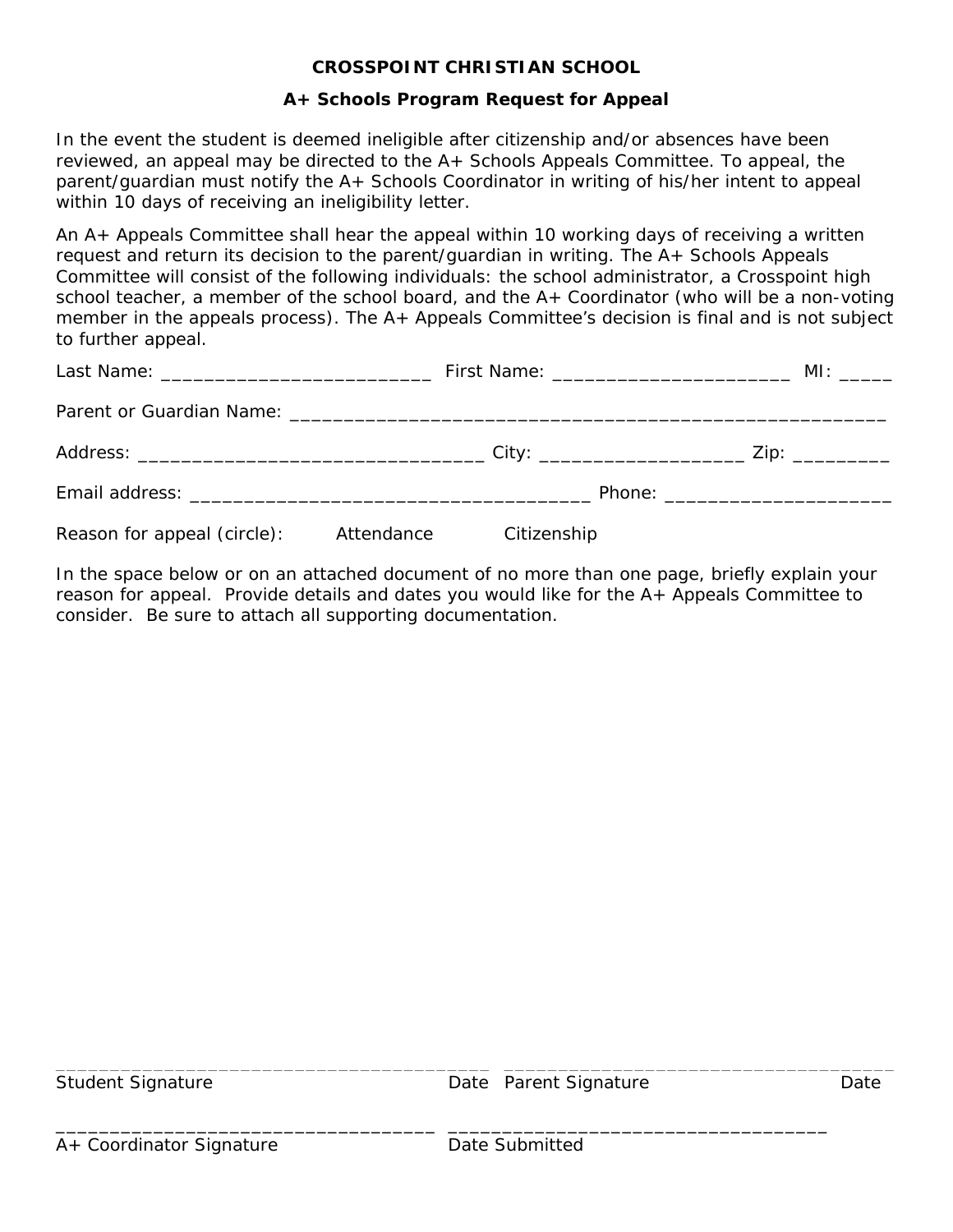**CROSSPOINT CHRISTIAN SCHOOL**

**A+ Schools Program Request for Appeal**

In the event the student is deemed ineligible after citizenship and/or absences have been reviewed, an appeal may be directed to the A+ Schools Appeals Committee. To appeal, the parent/guardian must notify the A+ Schools Coordinator in writing of his/her intent to appeal within 10 days of receiving an ineligibility letter.

An A+ Appeals Committee shall hear the appeal within 10 working days of receiving a written request and return its decision to the parent/guardian in writing. The A+ Schools Appeals Committee will consist of the following individuals: the school administrator, a Crosspoint high school teacher, a member of the school board, and the A+ Coordinator (who will be a non-voting member in the appeals process). The A+ Appeals Committee's decision is final and is not subject to further appeal.

Last Name: __________________________ First Name: _______________________ MI: _____

Parent or Guardian Name: _________________________________________________________

Address: _________________________________ City: ___________________ Zip: _________

Email address: ______________________________________ Phone: _____________________

Reason for appeal (circle): Attendance Citizenship

In the space below or on an attached document of no more than one page, briefly explain your reason for appeal. Provide details and dates you would like for the A+ Appeals Committee to consider. Be sure to attach all supporting documentation.

_______________________________________ _____________________________________

Student Signature Date Parent Signature Date

____________________________________ ____________________________________

A+ Coordinator Signature Date Submitted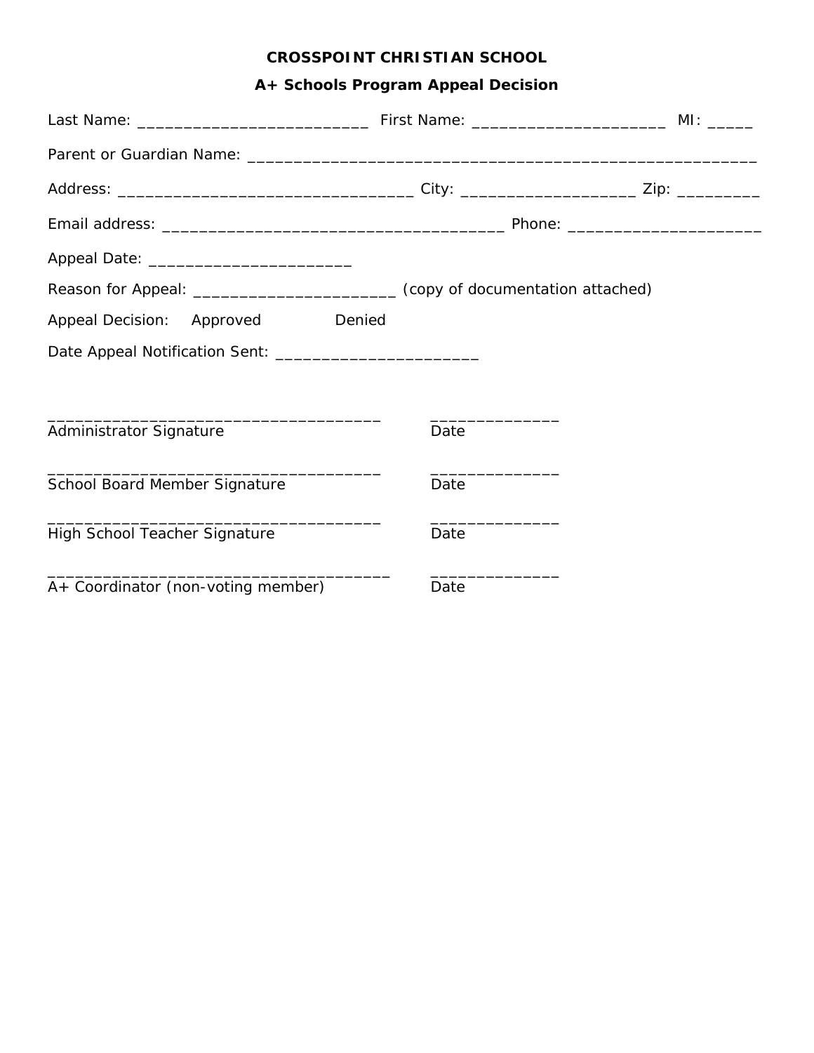**CROSSPOINT CHRISTIAN SCHOOL**

**A+ Schools Program Appeal Decision**

Last Name: __________________________ First Name: ______________________ MI: _____

Parent or Guardian Name: _________________________________________________________

Address: _________________________________ City: ___________________ Zip: _________

Email address: _____________________________________ Phone: _____________________

Appeal Date: ______________________

Reason for Appeal: ______________________ (copy of documentation attached)

Appeal Decision: Approved Denied

Date Appeal Notification Sent: ______________________

_____________________________________ ______________
Administrator Signature Date

_____________________________________ ______________
School Board Member Signature Date

_____________________________________ ______________
High School Teacher Signature Date

______________________________________ ______________
A+ Coordinator (non-voting member) Date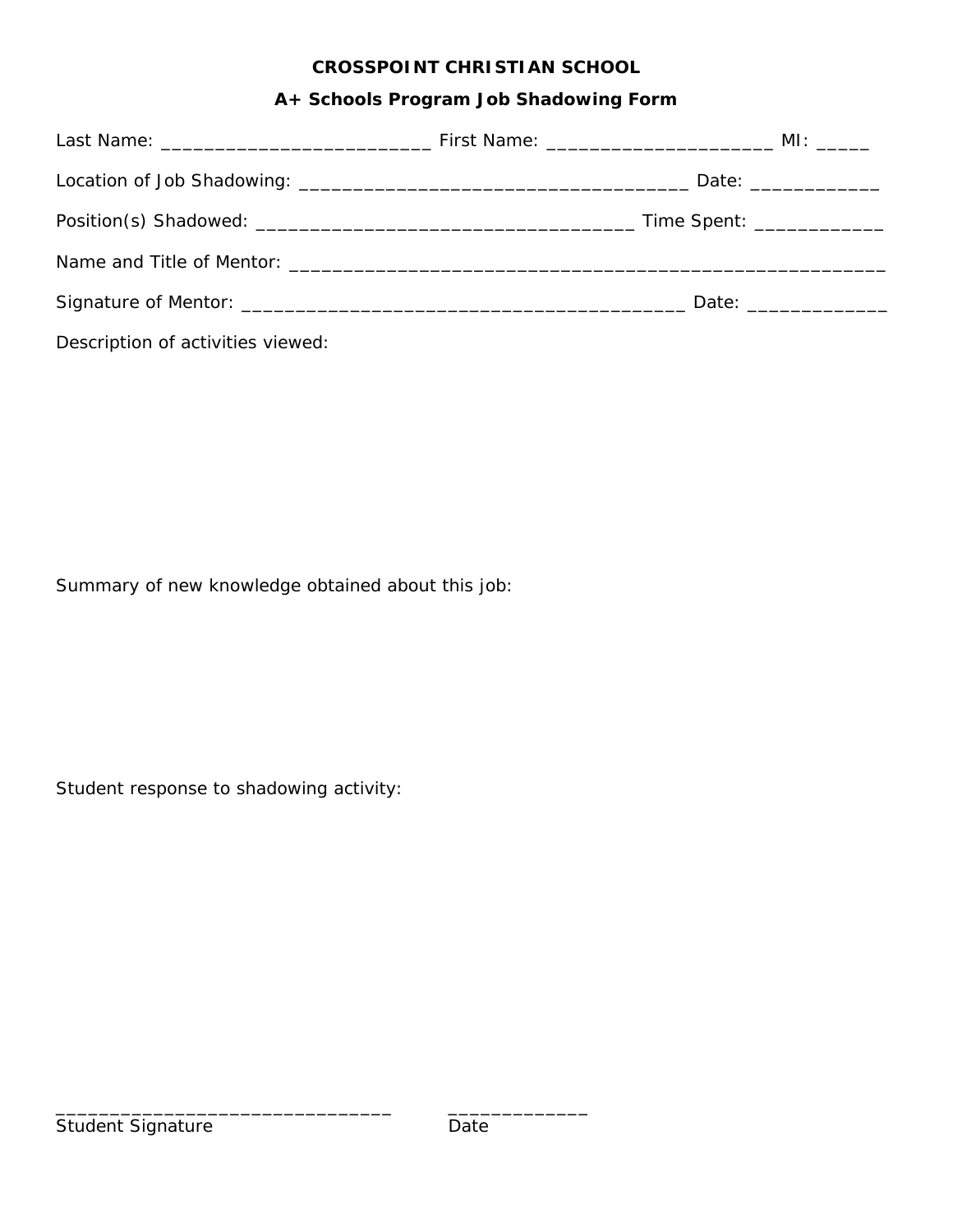**CROSSPOINT CHRISTIAN SCHOOL**

**A+ Schools Program Job Shadowing Form**

Last Name: _________________________ First Name: _____________________ MI: _____

Location of Job Shadowing: ____________________________________ Date: ____________

Position(s) Shadowed: ___________________________________ Time Spent: ____________

Name and Title of Mentor: _______________________________________________________

Signature of Mentor: _________________________________________ Date: _____________

Description of activities viewed:

Summary of new knowledge obtained about this job:

Student response to shadowing activity:

_______________________________ _____________

Student Signature Date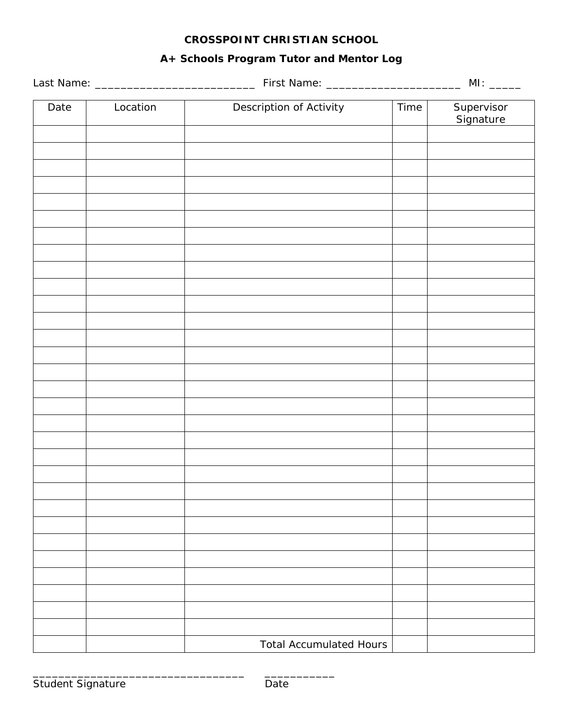**CROSSPOINT CHRISTIAN SCHOOL**

**A+ Schools Program Tutor and Mentor Log**

Last Name: __________________________ First Name: ______________________ MI: _____

| Date | Location | Description of Activity | Time | Supervisor Signature |
|---|---|---|---|---|
| | | | | |
| | | | | |
| | | | | |
| | | | | |
| | | | | |
| | | | | |
| | | | | |
| | | | | |
| | | | | |
| | | | | |
| | | | | |
| | | | | |
| | | | | |
| | | | | |
| | | | | |
| | | | | |
| | | | | |
| | | | | |
| | | | | |
| | | | | |
| | | | | |
| | | | | |
| | | | | |
| | | | | |
| | | | | |
| | | | | |
| | | | | |
| | | | | |
| | | | | |
| | | | | |
| | | Total Accumulated Hours | | |

__________________________________ ___________
Student Signature Date